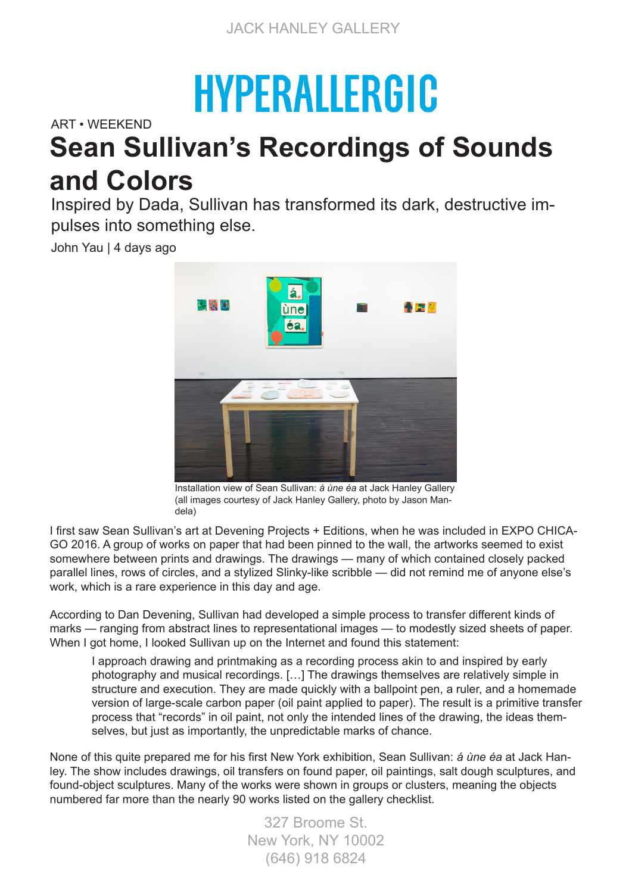HYPERALLERGIC

ART • WEEKEND

# Sean Sullivan's Recordings of Sounds and Colors

Inspired by Dada, Sullivan has transformed its dark, destructive impulses into something else.

John Yau | 4 days ago

Installation view of Sean Sullivan: *á ùne éa* at Jack Hanley Gallery (all images courtesy of Jack Hanley Gallery, photo by Jason Mandela)

I first saw Sean Sullivan's art at Devening Projects + Editions, when he was included in EXPO CHICAGO 2016. A group of works on paper that had been pinned to the wall, the artworks seemed to exist somewhere between prints and drawings. The drawings — many of which contained closely packed parallel lines, rows of circles, and a stylized Slinky-like scribble — did not remind me of anyone else's work, which is a rare experience in this day and age.

According to Dan Devening, Sullivan had developed a simple process to transfer different kinds of marks — ranging from abstract lines to representational images — to modestly sized sheets of paper. When I got home, I looked Sullivan up on the Internet and found this statement:

> I approach drawing and printmaking as a recording process akin to and inspired by early photography and musical recordings. […] The drawings themselves are relatively simple in structure and execution. They are made quickly with a ballpoint pen, a ruler, and a homemade version of large-scale carbon paper (oil paint applied to paper). The result is a primitive transfer process that "records" in oil paint, not only the intended lines of the drawing, the ideas themselves, but just as importantly, the unpredictable marks of chance.

None of this quite prepared me for his first New York exhibition, Sean Sullivan: *á ùne éa* at Jack Hanley. The show includes drawings, oil transfers on found paper, oil paintings, salt dough sculptures, and found-object sculptures. Many of the works were shown in groups or clusters, meaning the objects numbered far more than the nearly 90 works listed on the gallery checklist.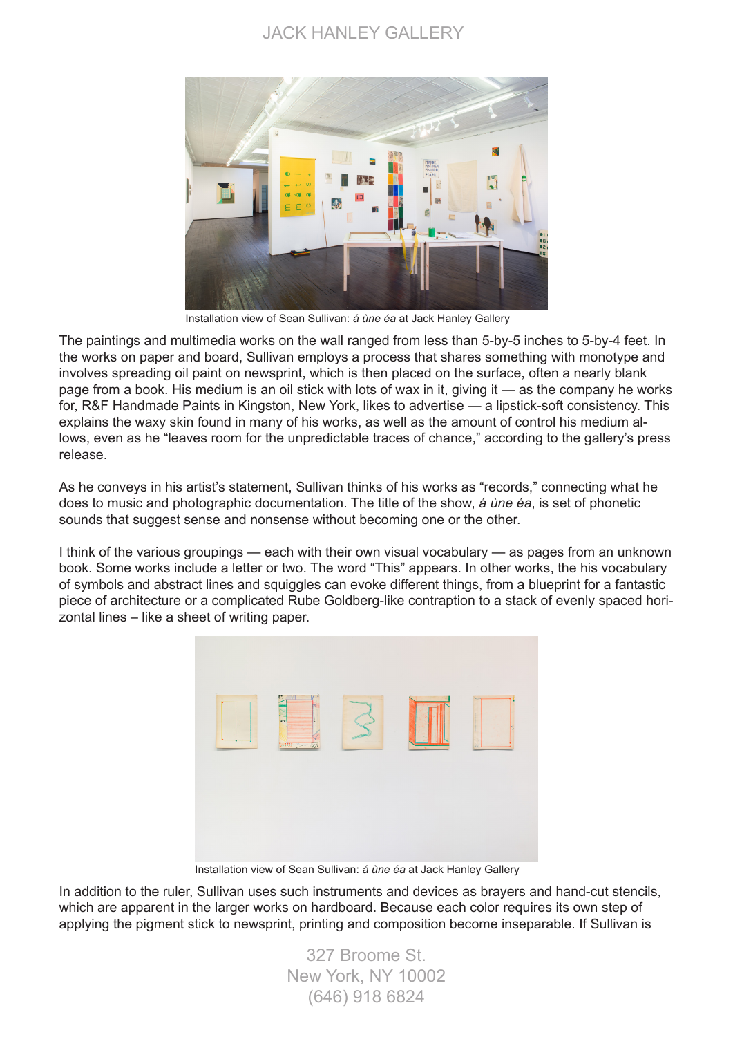Installation view of Sean Sullivan: *á ùne éa* at Jack Hanley Gallery

The paintings and multimedia works on the wall ranged from less than 5-by-5 inches to 5-by-4 feet. In the works on paper and board, Sullivan employs a process that shares something with monotype and involves spreading oil paint on newsprint, which is then placed on the surface, often a nearly blank page from a book. His medium is an oil stick with lots of wax in it, giving it — as the company he works for, R&F Handmade Paints in Kingston, New York, likes to advertise — a lipstick-soft consistency. This explains the waxy skin found in many of his works, as well as the amount of control his medium allows, even as he "leaves room for the unpredictable traces of chance," according to the gallery's press release.

As he conveys in his artist's statement, Sullivan thinks of his works as "records," connecting what he does to music and photographic documentation. The title of the show, *á ùne éa*, is set of phonetic sounds that suggest sense and nonsense without becoming one or the other.

I think of the various groupings — each with their own visual vocabulary — as pages from an unknown book. Some works include a letter or two. The word "This" appears. In other works, the his vocabulary of symbols and abstract lines and squiggles can evoke different things, from a blueprint for a fantastic piece of architecture or a complicated Rube Goldberg-like contraption to a stack of evenly spaced horizontal lines – like a sheet of writing paper.

Installation view of Sean Sullivan: *á ùne éa* at Jack Hanley Gallery

In addition to the ruler, Sullivan uses such instruments and devices as brayers and hand-cut stencils, which are apparent in the larger works on hardboard. Because each color requires its own step of applying the pigment stick to newsprint, printing and composition become inseparable. If Sullivan is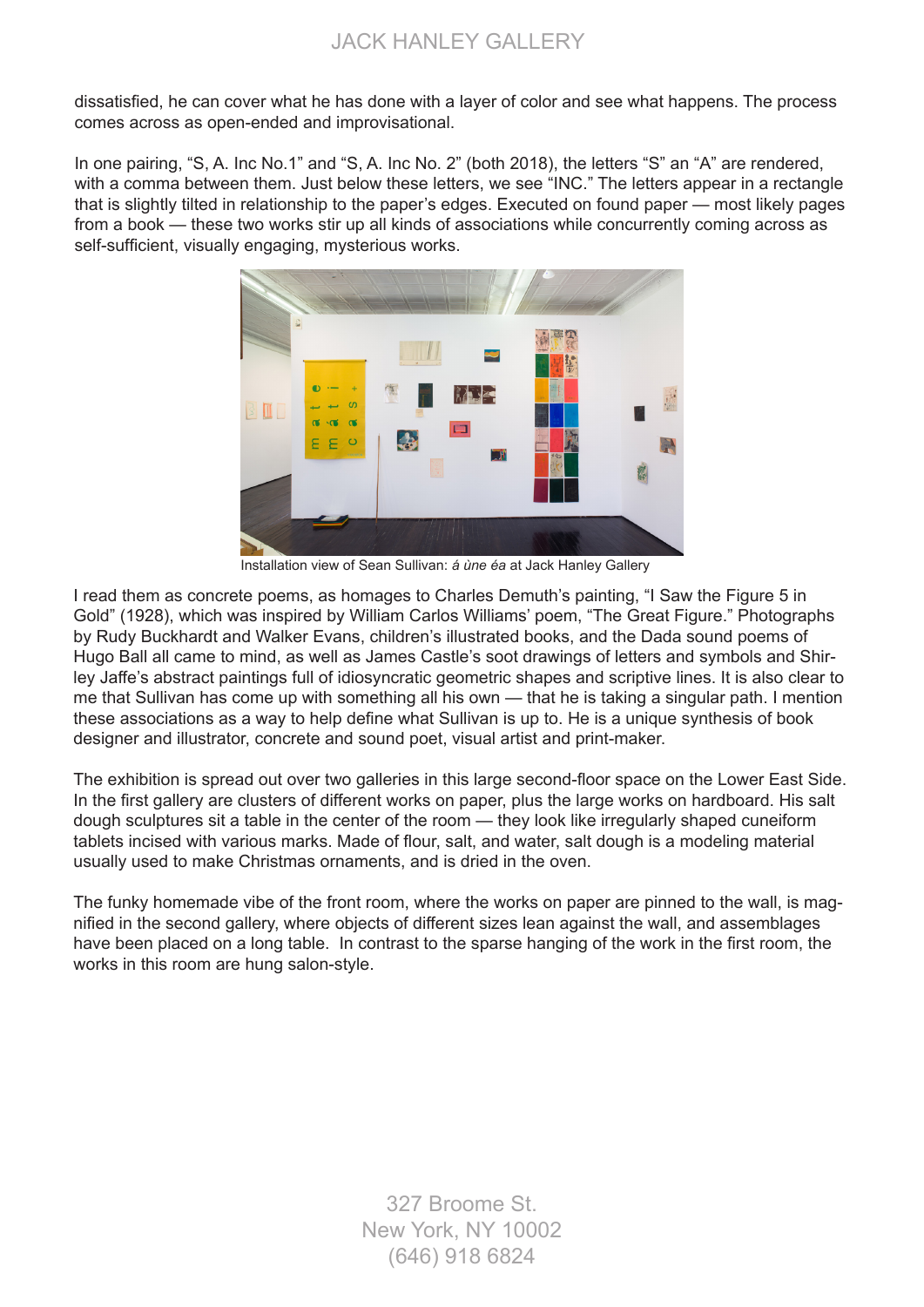dissatisfied, he can cover what he has done with a layer of color and see what happens. The process comes across as open-ended and improvisational.

In one pairing, “S, A. Inc No.1” and “S, A. Inc No. 2” (both 2018), the letters “S” an “A” are rendered, with a comma between them. Just below these letters, we see “INC.” The letters appear in a rectangle that is slightly tilted in relationship to the paper’s edges. Executed on found paper — most likely pages from a book — these two works stir up all kinds of associations while concurrently coming across as self-sufficient, visually engaging, mysterious works.

Installation view of Sean Sullivan: *á ùne éa* at Jack Hanley Gallery

I read them as concrete poems, as homages to Charles Demuth’s painting, “I Saw the Figure 5 in Gold” (1928), which was inspired by William Carlos Williams’ poem, “The Great Figure.” Photographs by Rudy Buckhardt and Walker Evans, children’s illustrated books, and the Dada sound poems of Hugo Ball all came to mind, as well as James Castle’s soot drawings of letters and symbols and Shirley Jaffe’s abstract paintings full of idiosyncratic geometric shapes and scriptive lines. It is also clear to me that Sullivan has come up with something all his own — that he is taking a singular path. I mention these associations as a way to help define what Sullivan is up to. He is a unique synthesis of book designer and illustrator, concrete and sound poet, visual artist and print-maker.

The exhibition is spread out over two galleries in this large second-floor space on the Lower East Side. In the first gallery are clusters of different works on paper, plus the large works on hardboard. His salt dough sculptures sit a table in the center of the room — they look like irregularly shaped cuneiform tablets incised with various marks. Made of flour, salt, and water, salt dough is a modeling material usually used to make Christmas ornaments, and is dried in the oven.

The funky homemade vibe of the front room, where the works on paper are pinned to the wall, is magnified in the second gallery, where objects of different sizes lean against the wall, and assemblages have been placed on a long table. In contrast to the sparse hanging of the work in the first room, the works in this room are hung salon-style.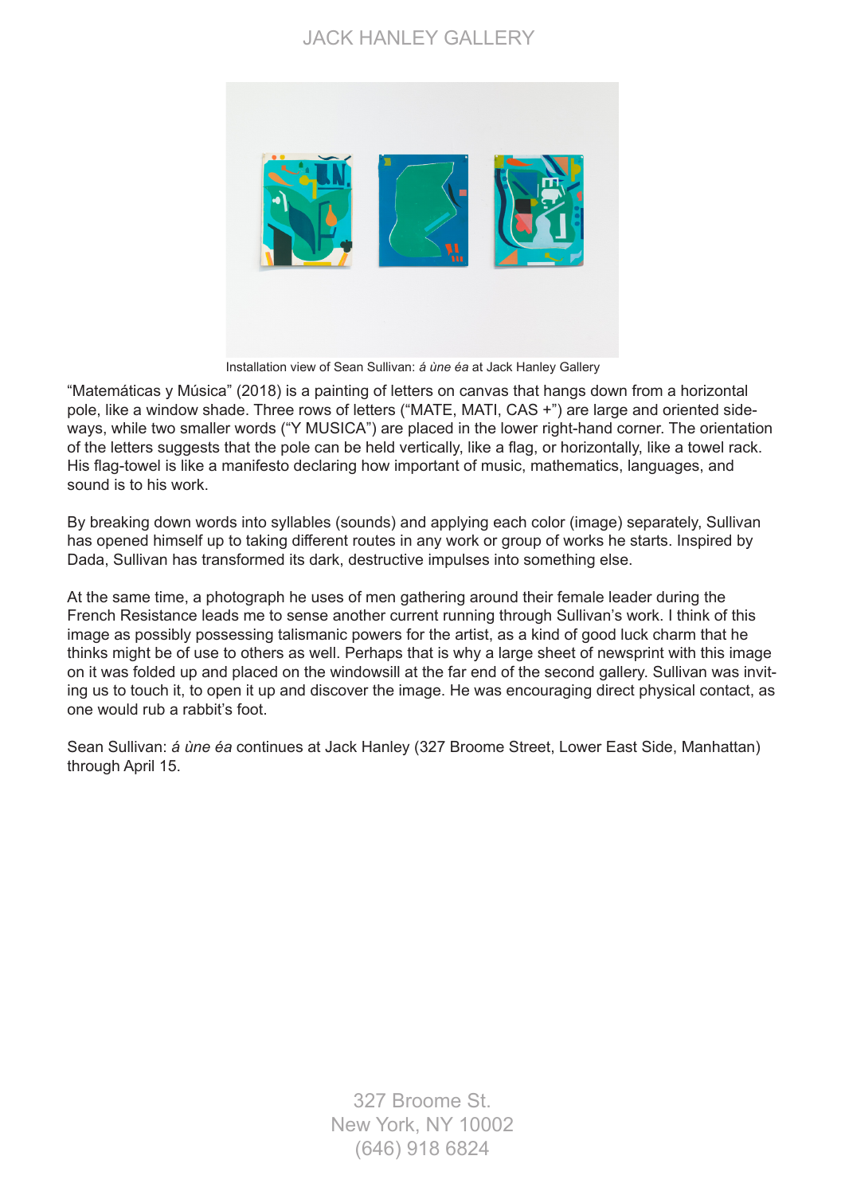Installation view of Sean Sullivan: *á ùne éa* at Jack Hanley Gallery

“Matemáticas y Música” (2018) is a painting of letters on canvas that hangs down from a horizontal pole, like a window shade. Three rows of letters (“MATE, MATI, CAS +”) are large and oriented sideways, while two smaller words (“Y MUSICA”) are placed in the lower right-hand corner. The orientation of the letters suggests that the pole can be held vertically, like a flag, or horizontally, like a towel rack. His flag-towel is like a manifesto declaring how important of music, mathematics, languages, and sound is to his work.

By breaking down words into syllables (sounds) and applying each color (image) separately, Sullivan has opened himself up to taking different routes in any work or group of works he starts. Inspired by Dada, Sullivan has transformed its dark, destructive impulses into something else.

At the same time, a photograph he uses of men gathering around their female leader during the French Resistance leads me to sense another current running through Sullivan’s work. I think of this image as possibly possessing talismanic powers for the artist, as a kind of good luck charm that he thinks might be of use to others as well. Perhaps that is why a large sheet of newsprint with this image on it was folded up and placed on the windowsill at the far end of the second gallery. Sullivan was inviting us to touch it, to open it up and discover the image. He was encouraging direct physical contact, as one would rub a rabbit’s foot.

Sean Sullivan: *á ùne éa* continues at Jack Hanley (327 Broome Street, Lower East Side, Manhattan) through April 15.